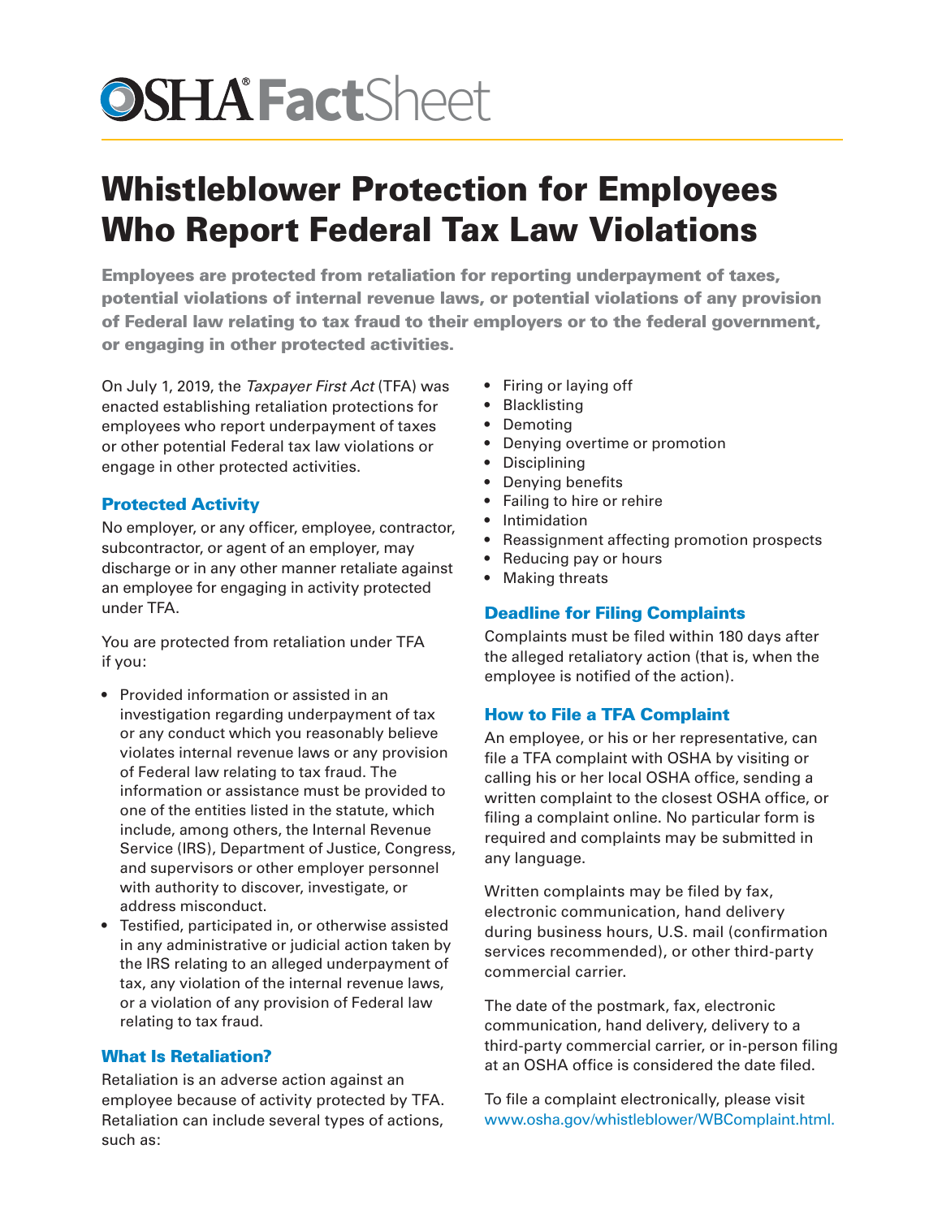# OSHA® FactSheet

## Whistleblower Protection for Employees Who Report Federal Tax Law Violations

**Employees are protected from retaliation for reporting underpayment of taxes, potential violations of internal revenue laws, or potential violations of any provision of Federal law relating to tax fraud to their employers or to the federal government, or engaging in other protected activities.**

On July 1, 2019, the *Taxpayer First Act* (TFA) was enacted establishing retaliation protections for employees who report underpayment of taxes or other potential Federal tax law violations or engage in other protected activities.

### Protected Activity

No employer, or any officer, employee, contractor, subcontractor, or agent of an employer, may discharge or in any other manner retaliate against an employee for engaging in activity protected under TFA.

You are protected from retaliation under TFA if you:

- Provided information or assisted in an investigation regarding underpayment of tax or any conduct which you reasonably believe violates internal revenue laws or any provision of Federal law relating to tax fraud. The information or assistance must be provided to one of the entities listed in the statute, which include, among others, the Internal Revenue Service (IRS), Department of Justice, Congress, and supervisors or other employer personnel with authority to discover, investigate, or address misconduct.
- Testified, participated in, or otherwise assisted in any administrative or judicial action taken by the IRS relating to an alleged underpayment of tax, any violation of the internal revenue laws, or a violation of any provision of Federal law relating to tax fraud.

### What Is Retaliation?

Retaliation is an adverse action against an employee because of activity protected by TFA. Retaliation can include several types of actions, such as:

- Firing or laying off
- Blacklisting
- Demoting
- Denying overtime or promotion
- Disciplining
- Denying benefits
- Failing to hire or rehire
- Intimidation
- Reassignment affecting promotion prospects
- Reducing pay or hours
- Making threats

### Deadline for Filing Complaints

Complaints must be filed within 180 days after the alleged retaliatory action (that is, when the employee is notified of the action).

### How to File a TFA Complaint

An employee, or his or her representative, can file a TFA complaint with OSHA by visiting or calling his or her local OSHA office, sending a written complaint to the closest OSHA office, or filing a complaint online. No particular form is required and complaints may be submitted in any language.

Written complaints may be filed by fax, electronic communication, hand delivery during business hours, U.S. mail (confirmation services recommended), or other third-party commercial carrier.

The date of the postmark, fax, electronic communication, hand delivery, delivery to a third-party commercial carrier, or in-person filing at an OSHA office is considered the date filed.

To file a complaint electronically, please visit www.osha.gov/whistleblower/WBComplaint.html.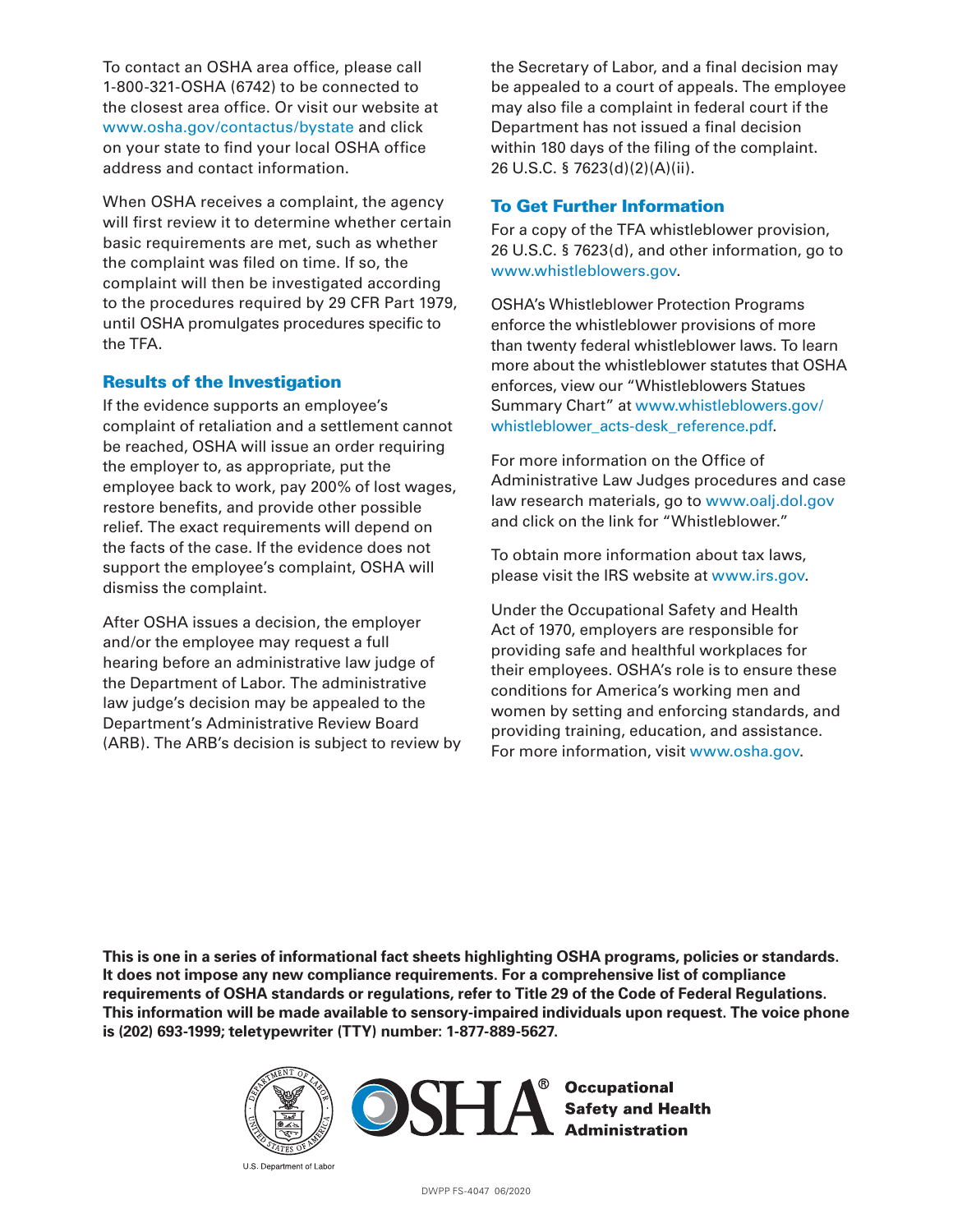To contact an OSHA area office, please call 1-800-321-OSHA (6742) to be connected to the closest area office. Or visit our website at www.osha.gov/contactus/bystate and click on your state to find your local OSHA office address and contact information.

When OSHA receives a complaint, the agency will first review it to determine whether certain basic requirements are met, such as whether the complaint was filed on time. If so, the complaint will then be investigated according to the procedures required by 29 CFR Part 1979, until OSHA promulgates procedures specific to the TFA.

## Results of the Investigation

If the evidence supports an employee's complaint of retaliation and a settlement cannot be reached, OSHA will issue an order requiring the employer to, as appropriate, put the employee back to work, pay 200% of lost wages, restore benefits, and provide other possible relief. The exact requirements will depend on the facts of the case. If the evidence does not support the employee's complaint, OSHA will dismiss the complaint.

After OSHA issues a decision, the employer and/or the employee may request a full hearing before an administrative law judge of the Department of Labor. The administrative law judge's decision may be appealed to the Department's Administrative Review Board (ARB). The ARB's decision is subject to review by the Secretary of Labor, and a final decision may be appealed to a court of appeals. The employee may also file a complaint in federal court if the Department has not issued a final decision within 180 days of the filing of the complaint. 26 U.S.C. § 7623(d)(2)(A)(ii).

## To Get Further Information

For a copy of the TFA whistleblower provision, 26 U.S.C. § 7623(d), and other information, go to www.whistleblowers.gov.

OSHA's Whistleblower Protection Programs enforce the whistleblower provisions of more than twenty federal whistleblower laws. To learn more about the whistleblower statutes that OSHA enforces, view our "Whistleblowers Statues Summary Chart" at www.whistleblowers.gov/whistleblower_acts-desk_reference.pdf.

For more information on the Office of Administrative Law Judges procedures and case law research materials, go to www.oalj.dol.gov and click on the link for "Whistleblower."

To obtain more information about tax laws, please visit the IRS website at www.irs.gov.

Under the Occupational Safety and Health Act of 1970, employers are responsible for providing safe and healthful workplaces for their employees. OSHA's role is to ensure these conditions for America's working men and women by setting and enforcing standards, and providing training, education, and assistance. For more information, visit www.osha.gov.

**This is one in a series of informational fact sheets highlighting OSHA programs, policies or standards. It does not impose any new compliance requirements. For a comprehensive list of compliance requirements of OSHA standards or regulations, refer to Title 29 of the Code of Federal Regulations. This information will be made available to sensory-impaired individuals upon request. The voice phone is (202) 693-1999; teletypewriter (TTY) number: 1-877-889-5627.**

U.S. Department of Labor

OSHA® Occupational Safety and Health Administration

DWPP FS-4047 06/2020